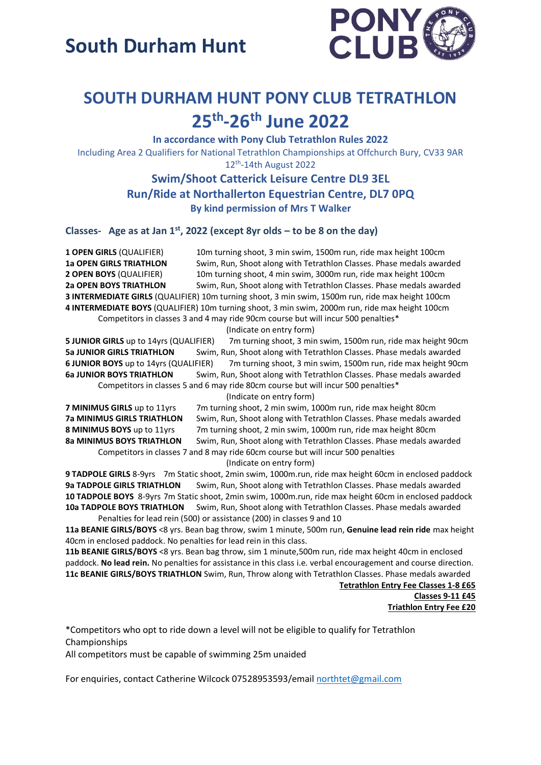# South Durham Hunt

## SOUTH DURHAM HUNT PONY CLUB TETRATHLON
## 25th-26th June 2022

**In accordance with Pony Club Tetrathlon Rules 2022**

Including Area 2 Qualifiers for National Tetrathlon Championships at Offchurch Bury, CV33 9AR
12th-14th August 2022

### Swim/Shoot Catterick Leisure Centre DL9 3EL
### Run/Ride at Northallerton Equestrian Centre, DL7 0PQ

**By kind permission of Mrs T Walker**

### Classes- Age as at Jan 1st, 2022 (except 8yr olds – to be 8 on the day)

**1 OPEN GIRLS** (QUALIFIER) 10m turning shoot, 3 min swim, 1500m run, ride max height 100cm
**1a OPEN GIRLS TRIATHLON** Swim, Run, Shoot along with Tetrathlon Classes. Phase medals awarded
**2 OPEN BOYS** (QUALIFIER) 10m turning shoot, 4 min swim, 3000m run, ride max height 100cm
**2a OPEN BOYS TRIATHLON** Swim, Run, Shoot along with Tetrathlon Classes. Phase medals awarded
**3 INTERMEDIATE GIRLS** (QUALIFIER) 10m turning shoot, 3 min swim, 1500m run, ride max height 100cm
**4 INTERMEDIATE BOYS** (QUALIFIER) 10m turning shoot, 3 min swim, 2000m run, ride max height 100cm
Competitors in classes 3 and 4 may ride 90cm course but will incur 500 penalties*
(Indicate on entry form)
**5 JUNIOR GIRLS** up to 14yrs (QUALIFIER) 7m turning shoot, 3 min swim, 1500m run, ride max height 90cm
**5a JUNIOR GIRLS TRIATHLON** Swim, Run, Shoot along with Tetrathlon Classes. Phase medals awarded
**6 JUNIOR BOYS** up to 14yrs (QUALIFIER) 7m turning shoot, 3 min swim, 1500m run, ride max height 90cm
**6a JUNIOR BOYS TRIATHLON** Swim, Run, Shoot along with Tetrathlon Classes. Phase medals awarded
Competitors in classes 5 and 6 may ride 80cm course but will incur 500 penalties*
(Indicate on entry form)
**7 MINIMUS GIRLS** up to 11yrs 7m turning shoot, 2 min swim, 1000m run, ride max height 80cm
**7a MINIMUS GIRLS TRIATHLON** Swim, Run, Shoot along with Tetrathlon Classes. Phase medals awarded
**8 MINIMUS BOYS** up to 11yrs 7m turning shoot, 2 min swim, 1000m run, ride max height 80cm
**8a MINIMUS BOYS TRIATHLON** Swim, Run, Shoot along with Tetrathlon Classes. Phase medals awarded
Competitors in classes 7 and 8 may ride 60cm course but will incur 500 penalties
(Indicate on entry form)
**9 TADPOLE GIRLS** 8-9yrs 7m Static shoot, 2min swim, 1000m.run, ride max height 60cm in enclosed paddock
**9a TADPOLE GIRLS TRIATHLON** Swim, Run, Shoot along with Tetrathlon Classes. Phase medals awarded
**10 TADPOLE BOYS** 8-9yrs 7m Static shoot, 2min swim, 1000m.run, ride max height 60cm in enclosed paddock
**10a TADPOLE BOYS TRIATHLON** Swim, Run, Shoot along with Tetrathlon Classes. Phase medals awarded
Penalties for lead rein (500) or assistance (200) in classes 9 and 10
**11a BEANIE GIRLS/BOYS** <8 yrs. Bean bag throw, swim 1 minute, 500m run, **Genuine lead rein ride** max height 40cm in enclosed paddock. No penalties for lead rein in this class.
**11b BEANIE GIRLS/BOYS** <8 yrs. Bean bag throw, sim 1 minute,500m run, ride max height 40cm in enclosed paddock. **No lead rein.** No penalties for assistance in this class i.e. verbal encouragement and course direction.
**11c BEANIE GIRLS/BOYS TRIATHLON** Swim, Run, Throw along with Tetrathlon Classes. Phase medals awarded

**Tetrathlon Entry Fee Classes 1-8 £65**
**Classes 9-11 £45**
**Triathlon Entry Fee £20**

*Competitors who opt to ride down a level will not be eligible to qualify for Tetrathlon Championships
All competitors must be capable of swimming 25m unaided

For enquiries, contact Catherine Wilcock 07528953593/email northtet@gmail.com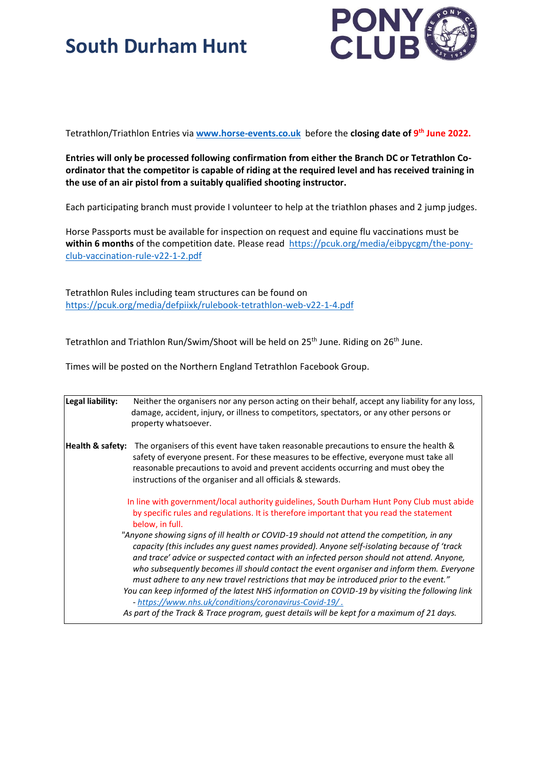# South Durham Hunt

Tetrathlon/Triathlon Entries via **www.horse-events.co.uk** before the **closing date of 9th June 2022.**

**Entries will only be processed following confirmation from either the Branch DC or Tetrathlon Co-ordinator that the competitor is capable of riding at the required level and has received training in the use of an air pistol from a suitably qualified shooting instructor.**

Each participating branch must provide I volunteer to help at the triathlon phases and 2 jump judges.

Horse Passports must be available for inspection on request and equine flu vaccinations must be **within 6 months** of the competition date. Please read https://pcuk.org/media/eibpycgm/the-pony-club-vaccination-rule-v22-1-2.pdf

Tetrathlon Rules including team structures can be found on https://pcuk.org/media/defpiixk/rulebook-tetrathlon-web-v22-1-4.pdf

Tetrathlon and Triathlon Run/Swim/Shoot will be held on 25th June. Riding on 26th June.

Times will be posted on the Northern England Tetrathlon Facebook Group.

**Legal liability:** Neither the organisers nor any person acting on their behalf, accept any liability for any loss, damage, accident, injury, or illness to competitors, spectators, or any other persons or property whatsoever.

**Health & safety:** The organisers of this event have taken reasonable precautions to ensure the health & safety of everyone present. For these measures to be effective, everyone must take all reasonable precautions to avoid and prevent accidents occurring and must obey the instructions of the organiser and all officials & stewards.

In line with government/local authority guidelines, South Durham Hunt Pony Club must abide by specific rules and regulations. It is therefore important that you read the statement below, in full.

*"Anyone showing signs of ill health or COVID-19 should not attend the competition, in any capacity (this includes any guest names provided). Anyone self-isolating because of 'track and trace' advice or suspected contact with an infected person should not attend. Anyone, who subsequently becomes ill should contact the event organiser and inform them. Everyone must adhere to any new travel restrictions that may be introduced prior to the event."*

*You can keep informed of the latest NHS information on COVID-19 by visiting the following link - https://www.nhs.uk/conditions/coronavirus-Covid-19/ .*

*As part of the Track & Trace program, guest details will be kept for a maximum of 21 days.*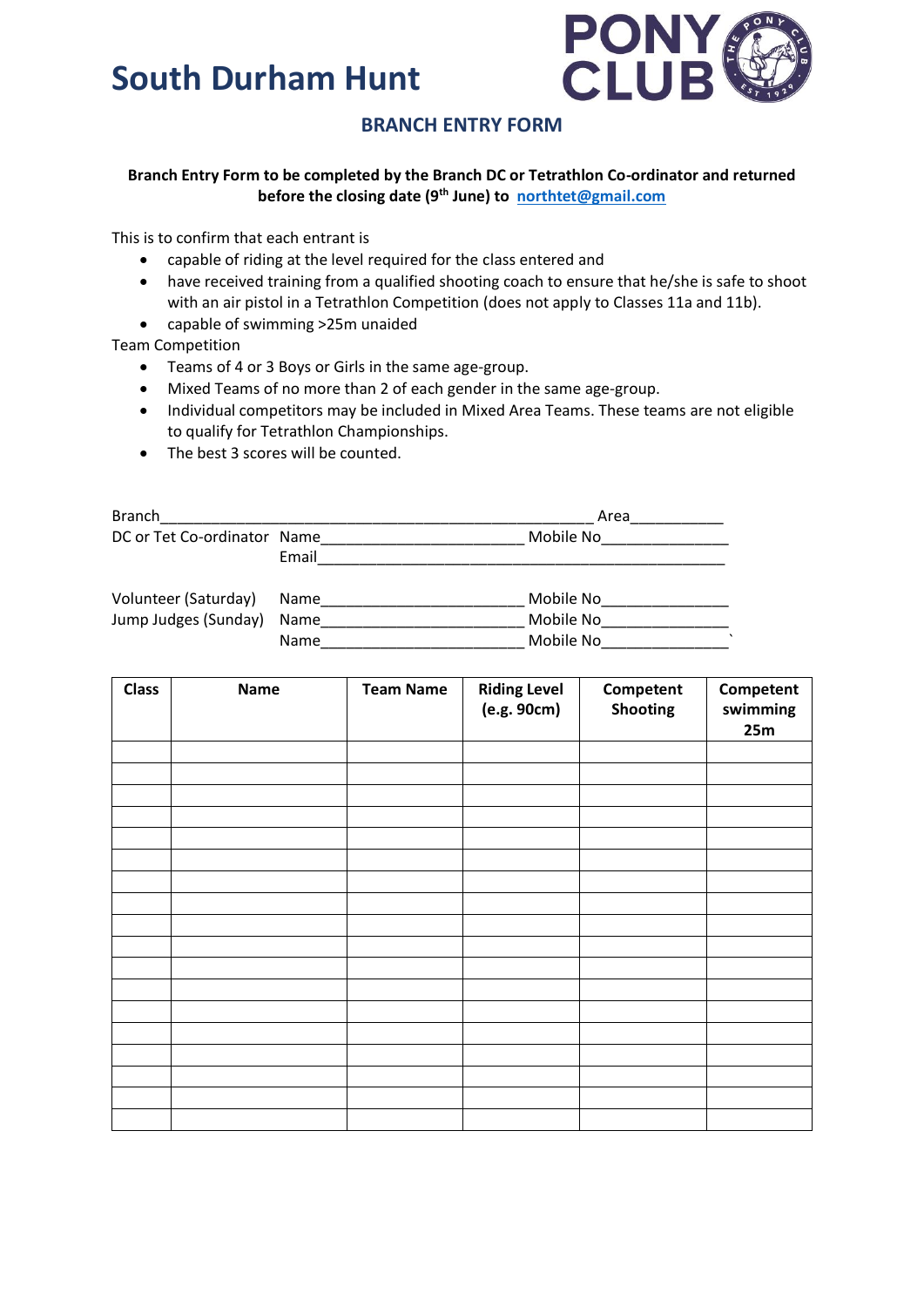# South Durham Hunt

## BRANCH ENTRY FORM

**Branch Entry Form to be completed by the Branch DC or Tetrathlon Co-ordinator and returned before the closing date (9th June) to [northtet@gmail.com](mailto:northtet@gmail.com)**

This is to confirm that each entrant is

- capable of riding at the level required for the class entered and
- have received training from a qualified shooting coach to ensure that he/she is safe to shoot with an air pistol in a Tetrathlon Competition (does not apply to Classes 11a and 11b).
- capable of swimming >25m unaided

Team Competition

- Teams of 4 or 3 Boys or Girls in the same age-group.
- Mixed Teams of no more than 2 of each gender in the same age-group.
- Individual competitors may be included in Mixed Area Teams. These teams are not eligible to qualify for Tetrathlon Championships.
- The best 3 scores will be counted.

Branch_______________________________________________ Area___________

DC or Tet Co-ordinator Name________________________ Mobile No_______________

Email_______________________________________________

Volunteer (Saturday) Name________________________ Mobile No_______________

Jump Judges (Sunday) Name________________________ Mobile No_______________

Name________________________ Mobile No_______________

| Class | Name | Team Name | Riding Level (e.g. 90cm) | Competent Shooting | Competent swimming 25m |
|---|---|---|---|---|---|
| | | | | | |
| | | | | | |
| | | | | | |
| | | | | | |
| | | | | | |
| | | | | | |
| | | | | | |
| | | | | | |
| | | | | | |
| | | | | | |
| | | | | | |
| | | | | | |
| | | | | | |
| | | | | | |
| | | | | | |
| | | | | | |
| | | | | | |
| | | | | | |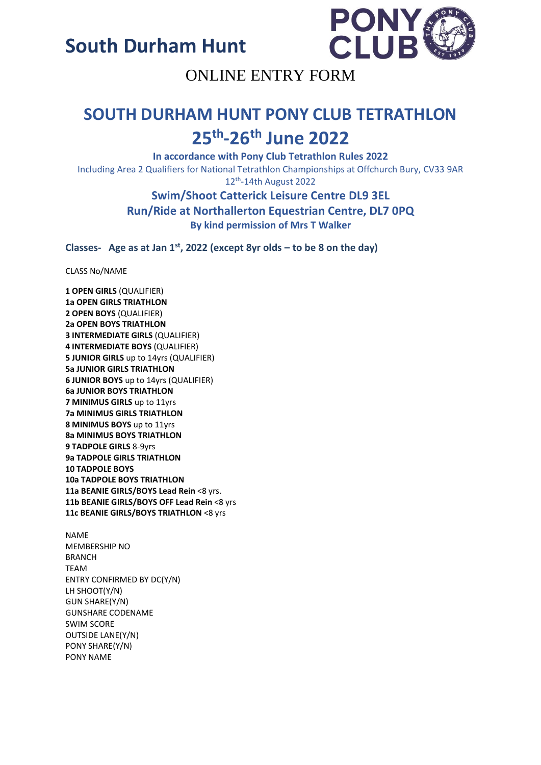# South Durham Hunt

ONLINE ENTRY FORM

## SOUTH DURHAM HUNT PONY CLUB TETRATHLON 25th-26th June 2022

**In accordance with Pony Club Tetrathlon Rules 2022**

Including Area 2 Qualifiers for National Tetrathlon Championships at Offchurch Bury, CV33 9AR 12th-14th August 2022

**Swim/Shoot Catterick Leisure Centre DL9 3EL**

**Run/Ride at Northallerton Equestrian Centre, DL7 0PQ**

**By kind permission of Mrs T Walker**

**Classes- Age as at Jan 1st, 2022 (except 8yr olds – to be 8 on the day)**

CLASS No/NAME

**1 OPEN GIRLS** (QUALIFIER)
**1a OPEN GIRLS TRIATHLON**
**2 OPEN BOYS** (QUALIFIER)
**2a OPEN BOYS TRIATHLON**
**3 INTERMEDIATE GIRLS** (QUALIFIER)
**4 INTERMEDIATE BOYS** (QUALIFIER)
**5 JUNIOR GIRLS** up to 14yrs (QUALIFIER)
**5a JUNIOR GIRLS TRIATHLON**
**6 JUNIOR BOYS** up to 14yrs (QUALIFIER)
**6a JUNIOR BOYS TRIATHLON**
**7 MINIMUS GIRLS** up to 11yrs
**7a MINIMUS GIRLS TRIATHLON**
**8 MINIMUS BOYS** up to 11yrs
**8a MINIMUS BOYS TRIATHLON**
**9 TADPOLE GIRLS** 8-9yrs
**9a TADPOLE GIRLS TRIATHLON**
**10 TADPOLE BOYS**
**10a TADPOLE BOYS TRIATHLON**
**11a BEANIE GIRLS/BOYS Lead Rein** <8 yrs.
**11b BEANIE GIRLS/BOYS OFF Lead Rein** <8 yrs
**11c BEANIE GIRLS/BOYS TRIATHLON** <8 yrs

NAME
MEMBERSHIP NO
BRANCH
TEAM
ENTRY CONFIRMED BY DC(Y/N)
LH SHOOT(Y/N)
GUN SHARE(Y/N)
GUNSHARE CODENAME
SWIM SCORE
OUTSIDE LANE(Y/N)
PONY SHARE(Y/N)
PONY NAME